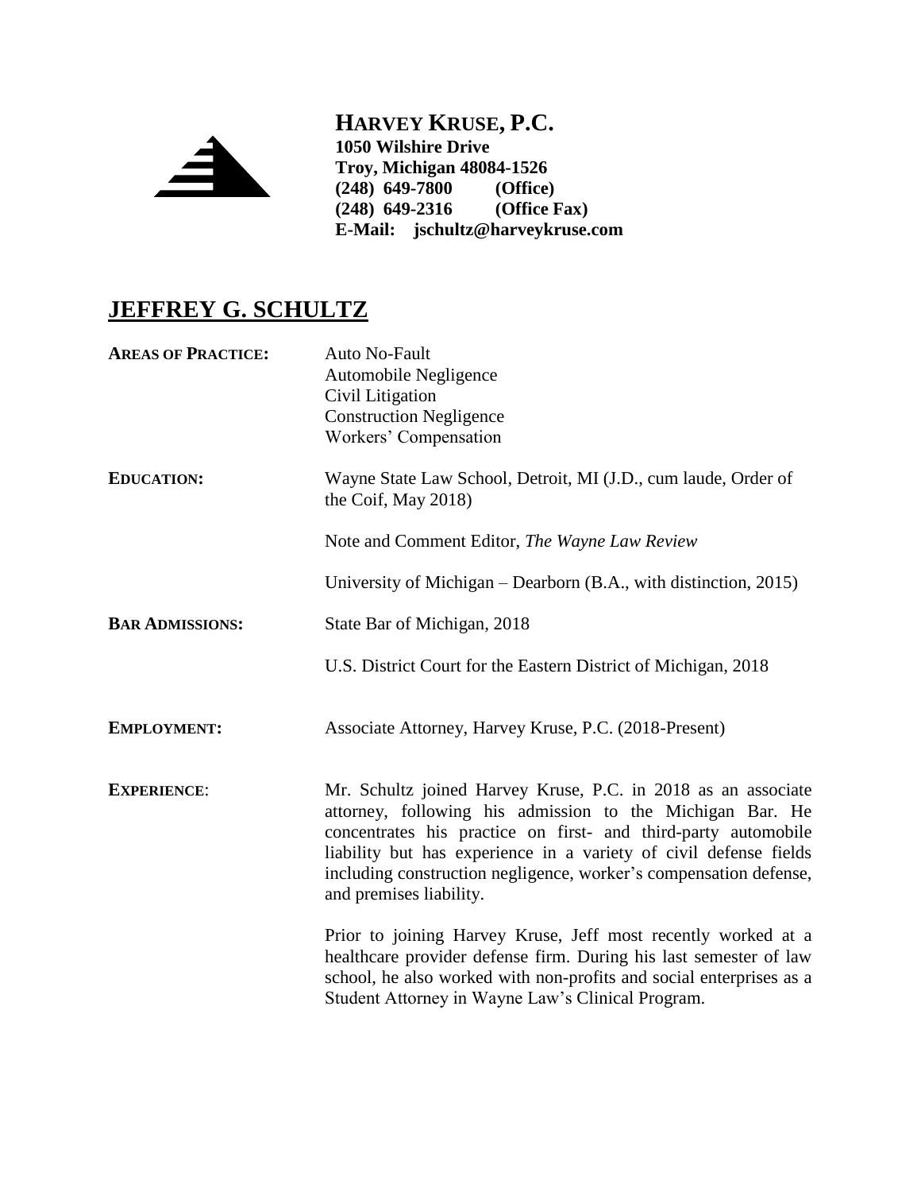**HARVEY KRUSE, P.C.**
**1050 Wilshire Drive**
**Troy, Michigan 48084-1526**
**(248) 649-7800 (Office)**
**(248) 649-2316 (Office Fax)**
**E-Mail: jschultz@harveykruse.com**

# JEFFREY G. SCHULTZ

**AREAS OF PRACTICE:**

Auto No-Fault
Automobile Negligence
Civil Litigation
Construction Negligence
Workers' Compensation

**EDUCATION:**

Wayne State Law School, Detroit, MI (J.D., cum laude, Order of the Coif, May 2018)

Note and Comment Editor, *The Wayne Law Review*

University of Michigan – Dearborn (B.A., with distinction, 2015)

**BAR ADMISSIONS:**

State Bar of Michigan, 2018

U.S. District Court for the Eastern District of Michigan, 2018

**EMPLOYMENT:**

Associate Attorney, Harvey Kruse, P.C. (2018-Present)

**EXPERIENCE:**

Mr. Schultz joined Harvey Kruse, P.C. in 2018 as an associate attorney, following his admission to the Michigan Bar. He concentrates his practice on first- and third-party automobile liability but has experience in a variety of civil defense fields including construction negligence, worker's compensation defense, and premises liability.

Prior to joining Harvey Kruse, Jeff most recently worked at a healthcare provider defense firm. During his last semester of law school, he also worked with non-profits and social enterprises as a Student Attorney in Wayne Law's Clinical Program.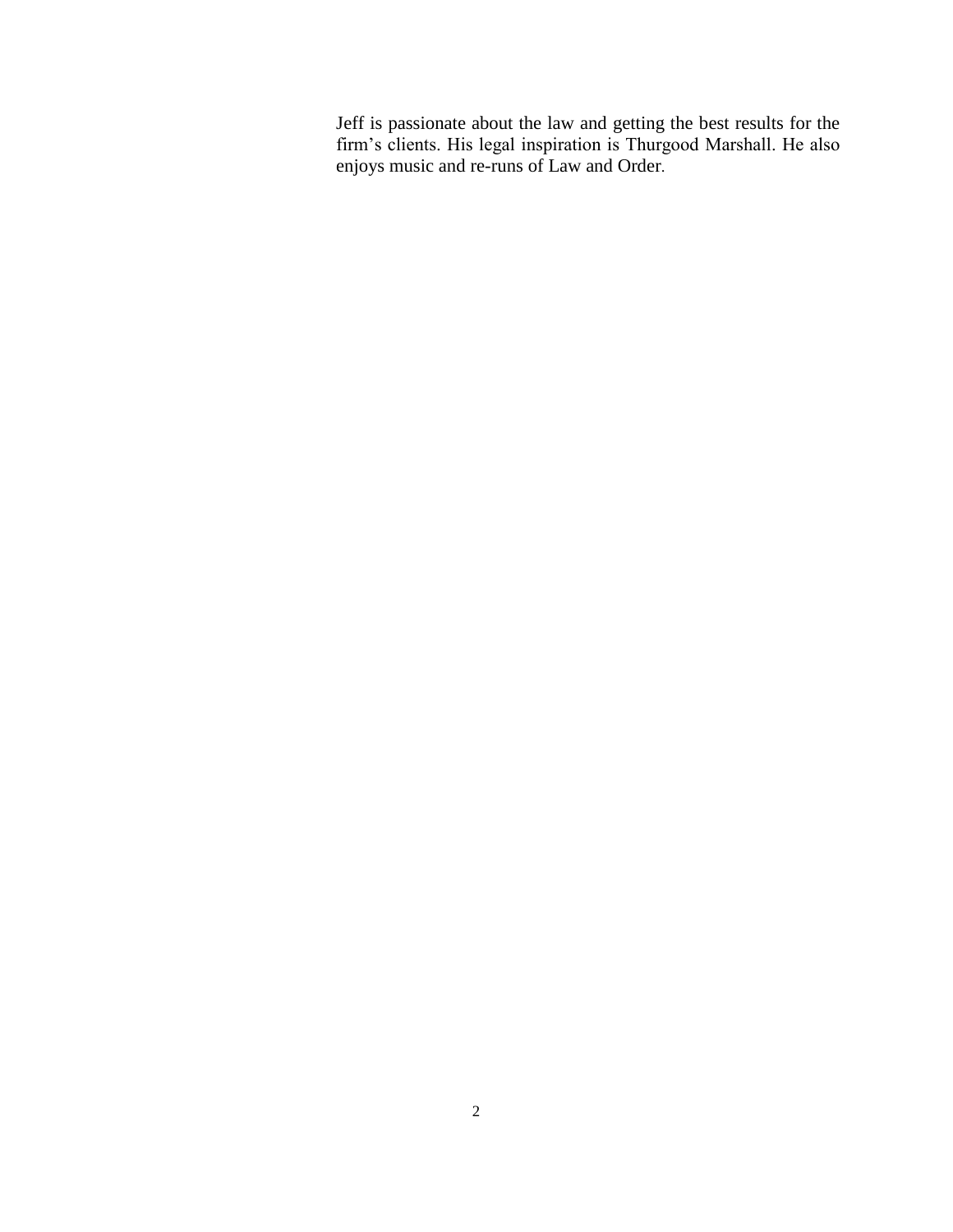Jeff is passionate about the law and getting the best results for the firm's clients. His legal inspiration is Thurgood Marshall. He also enjoys music and re-runs of Law and Order.